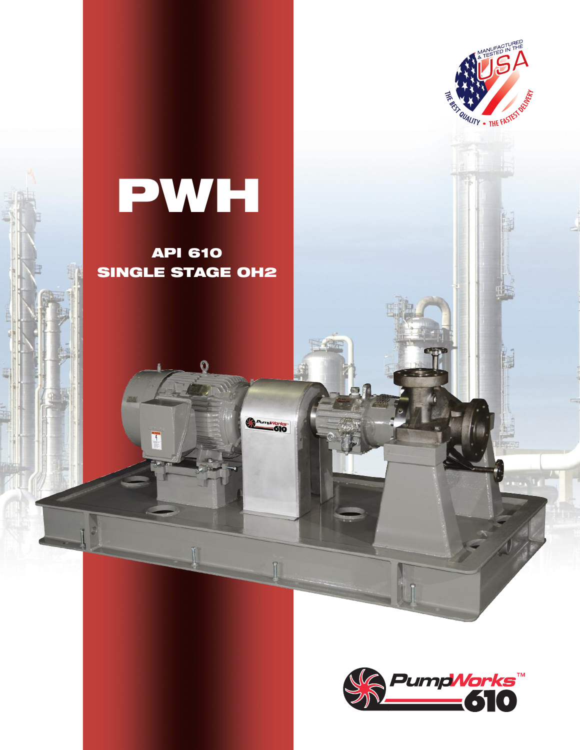# PWH

## API 610
## SINGLE STAGE OH2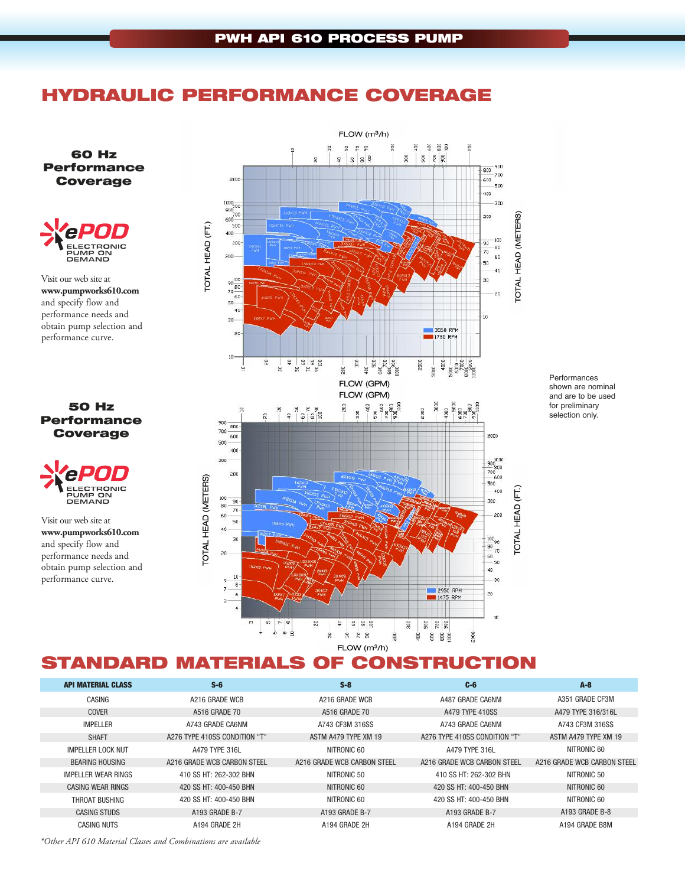# HYDRAULIC PERFORMANCE COVERAGE

### 60 Hz Performance Coverage

ePOD ELECTRONIC PUMP ON DEMAND

Visit our web site at **www.pumpworks610.com** and specify flow and performance needs and obtain pump selection and performance curve.

### 50 Hz Performance Coverage

ePOD ELECTRONIC PUMP ON DEMAND

Visit our web site at **www.pumpworks610.com** and specify flow and performance needs and obtain pump selection and performance curve.

Performances shown are nominal and are to be used for preliminary selection only.

# STANDARD MATERIALS OF CONSTRUCTION

| API MATERIAL CLASS | S-6 | S-8 | C-6 | A-8 |
|---|---|---|---|---|
| CASING | A216 GRADE WCB | A216 GRADE WCB | A487 GRADE CA6NM | A351 GRADE CF3M |
| COVER | A516 GRADE 70 | A516 GRADE 70 | A479 TYPE 410SS | A479 TYPE 316/316L |
| IMPELLER | A743 GRADE CA6NM | A743 CF3M 316SS | A743 GRADE CA6NM | A743 CF3M 316SS |
| SHAFT | A276 TYPE 410SS CONDITION "T" | ASTM A479 TYPE XM 19 | A276 TYPE 410SS CONDITION "T" | ASTM A479 TYPE XM 19 |
| IMPELLER LOCK NUT | A479 TYPE 316L | NITRONIC 60 | A479 TYPE 316L | NITRONIC 60 |
| BEARING HOUSING | A216 GRADE WCB CARBON STEEL | A216 GRADE WCB CARBON STEEL | A216 GRADE WCB CARBON STEEL | A216 GRADE WCB CARBON STEEL |
| IMPELLER WEAR RINGS | 410 SS HT: 262-302 BHN | NITRONIC 50 | 410 SS HT: 262-302 BHN | NITRONIC 50 |
| CASING WEAR RINGS | 420 SS HT: 400-450 BHN | NITRONIC 60 | 420 SS HT: 400-450 BHN | NITRONIC 60 |
| THROAT BUSHING | 420 SS HT: 400-450 BHN | NITRONIC 60 | 420 SS HT: 400-450 BHN | NITRONIC 60 |
| CASING STUDS | A193 GRADE B-7 | A193 GRADE B-7 | A193 GRADE B-7 | A193 GRADE B-8 |
| CASING NUTS | A194 GRADE 2H | A194 GRADE 2H | A194 GRADE 2H | A194 GRADE B8M |

*\*Other API 610 Material Classes and Combinations are available*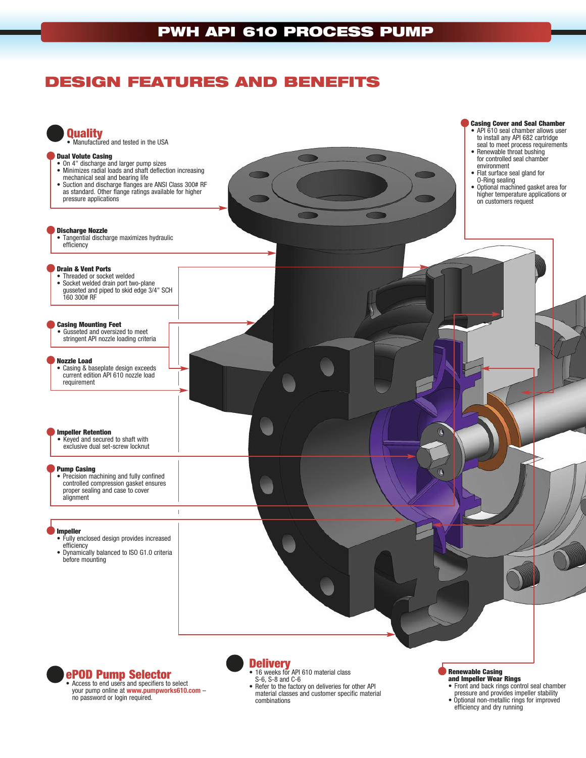# PWH API 610 PROCESS PUMP

## DESIGN FEATURES AND BENEFITS

### Quality
- Manufactured and tested in the USA

**Dual Volute Casing**
- On 4" discharge and larger pump sizes
- Minimizes radial loads and shaft deflection increasing mechanical seal and bearing life
- Suction and discharge flanges are ANSI Class 300# RF as standard. Other flange ratings available for higher pressure applications

**Discharge Nozzle**
- Tangential discharge maximizes hydraulic efficiency

**Drain & Vent Ports**
- Threaded or socket welded
- Socket welded drain port two-plane gusseted and piped to skid edge 3/4" SCH 160 300# RF

**Casing Mounting Feet**
- Gusseted and oversized to meet stringent API nozzle loading criteria

**Nozzle Load**
- Casing & baseplate design exceeds current edition API 610 nozzle load requirement

**Impeller Retention**
- Keyed and secured to shaft with exclusive dual set-screw locknut

**Pump Casing**
- Precision machining and fully confined controlled compression gasket ensures proper sealing and case to cover alignment

**Impeller**
- Fully enclosed design provides increased efficiency
- Dynamically balanced to ISO G1.0 criteria before mounting

**Casing Cover and Seal Chamber**
- API 610 seal chamber allows user to install any API 682 cartridge seal to meet process requirements
- Renewable throat bushing for controlled seal chamber environment
- Flat surface seal gland for O-Ring sealing
- Optional machined gasket area for higher temperature applications or on customers request

**Renewable Casing and Impeller Wear Rings**
- Front and back rings control seal chamber pressure and provides impeller stability
- Optional non-metallic rings for improved efficiency and dry running

### ePOD Pump Selector
- Access to end users and specifiers to select your pump online at **www.pumpworks610.com** – no password or login required.

### Delivery
- 16 weeks for API 610 material class S-6, S-8 and C-6
- Refer to the factory on deliveries for other API material classes and customer specific material combinations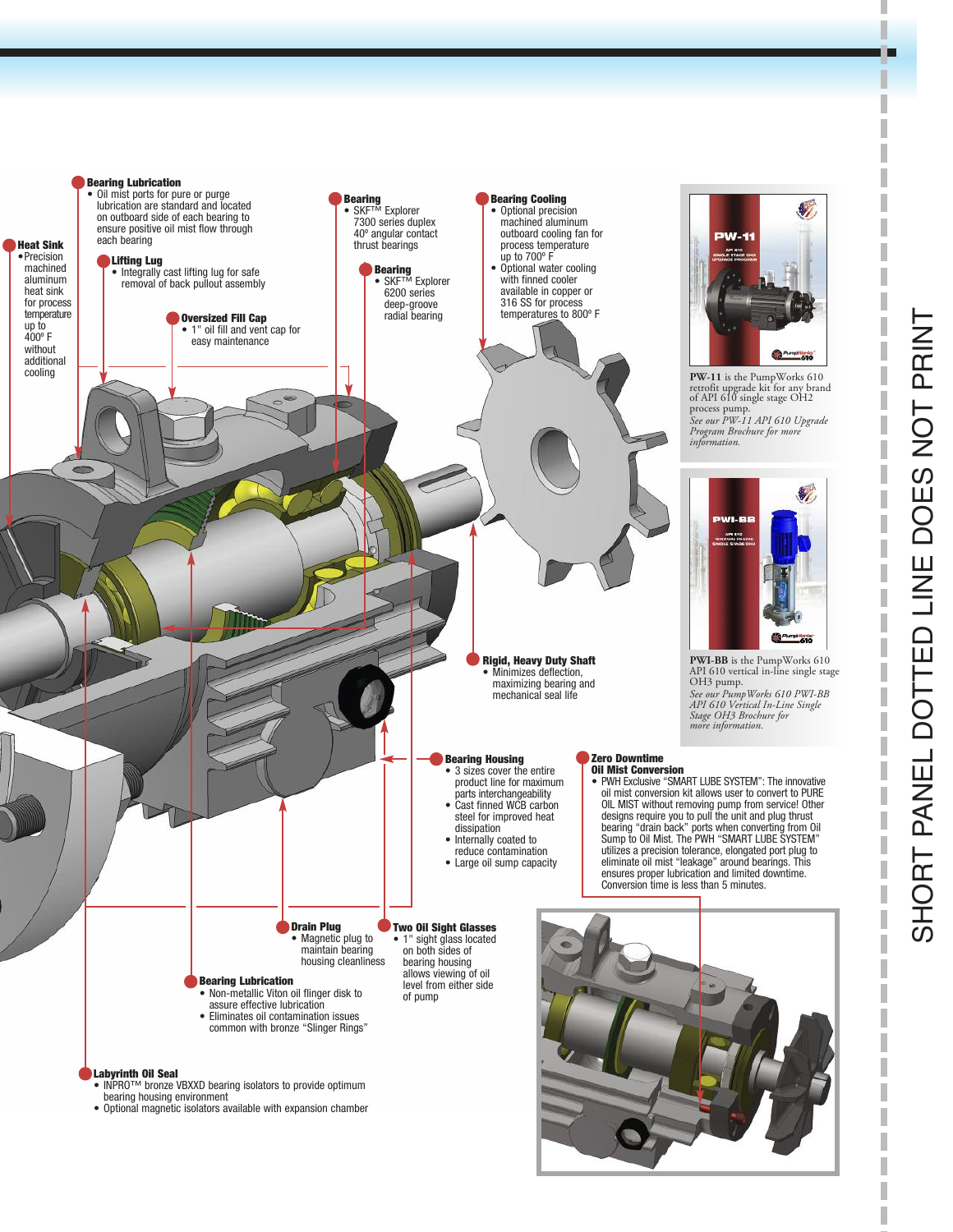**Heat Sink**

- Precision machined aluminum heat sink for process temperature up to 400º F without additional cooling

**Bearing Lubrication**

- Oil mist ports for pure or purge lubrication are standard and located on outboard side of each bearing to ensure positive oil mist flow through each bearing

**Lifting Lug**

- Integrally cast lifting lug for safe removal of back pullout assembly

**Oversized Fill Cap**

- 1" oil fill and vent cap for easy maintenance

**Bearing**

- SKF™ Explorer 7300 series duplex 40º angular contact thrust bearings

**Bearing**

- SKF™ Explorer 6200 series deep-groove radial bearing

**Bearing Cooling**

- Optional precision machined aluminum outboard cooling fan for process temperature up to 700º F
- Optional water cooling with finned cooler available in copper or 316 SS for process temperatures to 800º F

**Rigid, Heavy Duty Shaft**

- Minimizes deflection, maximizing bearing and mechanical seal life

**Bearing Housing**

- 3 sizes cover the entire product line for maximum parts interchangeability
- Cast finned WCB carbon steel for improved heat dissipation
- Internally coated to reduce contamination
- Large oil sump capacity

**Zero Downtime Oil Mist Conversion**

- PWH Exclusive "SMART LUBE SYSTEM": The innovative oil mist conversion kit allows user to convert to PURE OIL MIST without removing pump from service! Other designs require you to pull the unit and plug thrust bearing "drain back" ports when converting from Oil Sump to Oil Mist. The PWH "SMART LUBE SYSTEM" utilizes a precision tolerance, elongated port plug to eliminate oil mist "leakage" around bearings. This ensures proper lubrication and limited downtime. Conversion time is less than 5 minutes.

**Drain Plug**

- Magnetic plug to maintain bearing housing cleanliness

**Two Oil Sight Glasses**

- 1" sight glass located on both sides of bearing housing allows viewing of oil level from either side of pump

**Bearing Lubrication**

- Non-metallic Viton oil flinger disk to assure effective lubrication
- Eliminates oil contamination issues common with bronze "Slinger Rings"

**Labyrinth Oil Seal**

- INPRO™ bronze VBXXD bearing isolators to provide optimum bearing housing environment
- Optional magnetic isolators available with expansion chamber

**PW-11** is the PumpWorks 610 retrofit upgrade kit for any brand of API 610 single stage OH2 process pump.
*See our PW-11 API 610 Upgrade Program Brochure for more information.*

**PWI-BB** is the PumpWorks 610 API 610 vertical in-line single stage OH3 pump.
*See our PumpWorks 610 PWI-BB API 610 Vertical In-Line Single Stage OH3 Brochure for more information.*

SHORT PANEL DOTTED LINE DOES NOT PRINT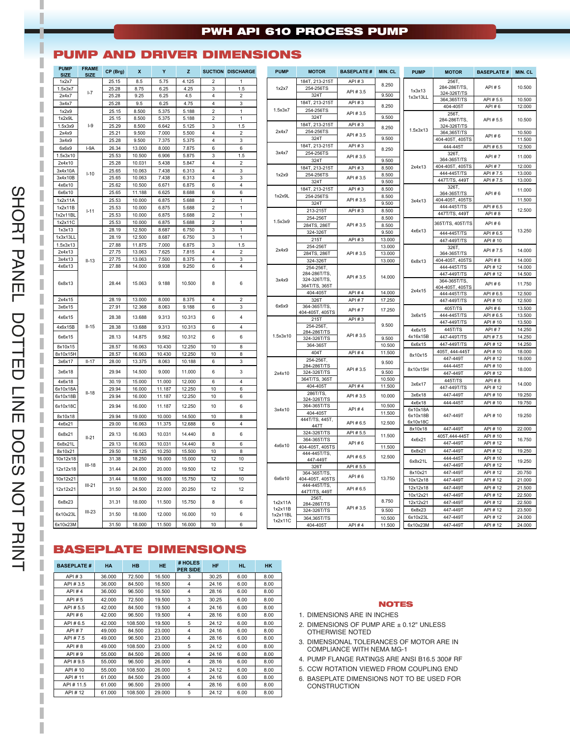# PWH API 610 PROCESS PUMP

## PUMP AND DRIVER DIMENSIONS

| PUMP SIZE | FRAME SIZE | CP (Brg) | X | Y | Z | SUCTION | DISCHARGE |
|---|---|---|---|---|---|---|---|
| 1x2x7 | I-7 | 25.15 | 8.5 | 5.75 | 4.125 | 2 | 1 |
| 1.5x3x7 | | 25.28 | 8.75 | 6.25 | 4.25 | 3 | 1.5 |
| 2x4x7 | | 25.28 | 9.25 | 6.25 | 4.5 | 4 | 2 |
| 3x4x7 | | 25.28 | 9.5 | 6.25 | 4.75 | 4 | 3 |
| 1x2x9 | I-9 | 25.15 | 8.500 | 5.375 | 5.188 | 2 | 1 |
| 1x2x9L | | 25.15 | 8.500 | 5.375 | 5.188 | 2 | 1 |
| 1.5x3x9 | | 25.29 | 8.500 | 6.642 | 5.125 | 3 | 1.5 |
| 2x4x9 | | 25.21 | 9.500 | 7.000 | 5.500 | 4 | 2 |
| 3x4x9 | | 25.28 | 9.500 | 7.375 | 5.375 | 4 | 3 |
| 6x6x9 | I-9A | 26.34 | 13.000 | 8.000 | 7.875 | 6 | 6 |
| 1.5x3x10 | I-10 | 25.53 | 10.500 | 6.906 | 5.875 | 3 | 1.5 |
| 2x4x10 | | 25.28 | 10.031 | 5.438 | 5.847 | 4 | 2 |
| 3x4x10A | | 25.65 | 10.063 | 7.438 | 6.313 | 4 | 3 |
| 3x4x10B | | 25.65 | 10.063 | 7.438 | 6.313 | 4 | 3 |
| 4x6x10 | | 25.62 | 10.500 | 6.671 | 6.875 | 6 | 4 |
| 6x6x10 | | 25.65 | 11.188 | 6.625 | 8.688 | 6 | 6 |
| 1x2x11A | I-11 | 25.53 | 10.000 | 6.875 | 5.688 | 2 | 1 |
| 1x2x11B | | 25.53 | 10.000 | 6.875 | 5.688 | 2 | 1 |
| 1x2x11BL | | 25.53 | 10.000 | 6.875 | 5.688 | 2 | 1 |
| 1x2x11C | | 25.53 | 10.000 | 6.875 | 5.688 | 2 | 1 |
| 1x3x13 | II-13 | 28.19 | 12.500 | 8.687 | 6.750 | 3 | 1 |
| 1x3x13LL | | 28.19 | 12.500 | 8.687 | 6.750 | 3 | 1 |
| 1.5x3x13 | | 27.88 | 11.875 | 7.000 | 6.875 | 3 | 1.5 |
| 2x4x13 | | 27.75 | 13.063 | 7.625 | 7.815 | 4 | 2 |
| 3x4x13 | | 27.75 | 13.063 | 7.500 | 8.375 | 4 | 3 |
| 4x6x13 | | 27.88 | 14.000 | 9.938 | 9.250 | 6 | 4 |
| 6x8x13 | | 28.44 | 15.063 | 9.188 | 10.500 | 8 | 6 |
| 2x4x15 | II-15 | 28.19 | 13.000 | 8.000 | 8.375 | 4 | 2 |
| 3x6x15 | | 27.91 | 12.368 | 8.063 | 9.188 | 6 | 3 |
| 4x6x15 | | 28.38 | 13.688 | 9.313 | 10.313 | 6 | 4 |
| 4x6x15B | | 28.38 | 13.688 | 9.313 | 10.313 | 6 | 4 |
| 6x6x15 | | 28.13 | 14.875 | 9.562 | 10.312 | 6 | 6 |
| 8x10x15 | | 28.57 | 16.063 | 10.430 | 12.250 | 10 | 8 |
| 8x10x15H | | 28.57 | 16.063 | 10.430 | 12.250 | 10 | 8 |
| 3x6x17 | II-17 | 28.00 | 13.375 | 8.063 | 10.188 | 6 | 3 |
| 3x6x18 | II-18 | 29.94 | 14.500 | 9.000 | 11.000 | 6 | 3 |
| 4x6x18 | | 30.19 | 15.000 | 11.000 | 12.000 | 6 | 4 |
| 6x10x18A | | 29.94 | 16.000 | 11.187 | 12.250 | 10 | 6 |
| 6x10x18B | | 29.94 | 16.000 | 11.187 | 12.250 | 10 | 6 |
| 6x10x18C | | 29.94 | 16.000 | 11.187 | 12.250 | 10 | 6 |
| 8x10x18 | | 29.94 | 19.000 | 10.000 | 14.500 | 10 | 8 |
| 4x6x21 | II-21 | 29.00 | 16.063 | 11.375 | 12.688 | 6 | 4 |
| 6x8x21 | | 29.13 | 16.063 | 10.031 | 14.440 | 8 | 6 |
| 6x8x21L | | 29.13 | 16.063 | 10.031 | 14.440 | 8 | 6 |
| 8x10x21 | | 29.50 | 19.125 | 10.250 | 15.500 | 10 | 8 |
| 10x12x18 | III-18 | 31.38 | 18.250 | 16.000 | 15.000 | 12 | 10 |
| 12x12x18 | | 31.44 | 24.000 | 20.000 | 19.500 | 12 | 12 |
| 10x12x21 | III-21 | 31.44 | 18.000 | 16.000 | 15.750 | 12 | 10 |
| 12x12x21 | | 31.50 | 24.500 | 22.000 | 20.250 | 12 | 12 |
| 6x8x23 | III-23 | 31.31 | 18.000 | 11.500 | 15.750 | 8 | 6 |
| 6x10x23L | | 31.50 | 18.000 | 12.000 | 16.000 | 10 | 6 |
| 6x10x23M | | 31.50 | 18.000 | 11.500 | 16.000 | 10 | 6 |

| PUMP | MOTOR | BASEPLATE # | MIN. CL |
|---|---|---|---|
| 1x2x7 | 184T, 213-215T | API # 3 | 8.250 |
| | 254-256TS | API # 3.5 | |
| | 324T | | 9.500 |
| 1.5x3x7 | 184T, 213-215T | API # 3 | 8.250 |
| | 254-256TS | API # 3.5 | |
| | 324T | | 9.500 |
| 2x4x7 | 184T, 213-215T | API # 3 | 8.250 |
| | 254-256TS | API # 3.5 | |
| | 324T | | 9.500 |
| 3x4x7 | 184T, 213-215T | API # 3 | 8.250 |
| | 254-256TS | API # 3.5 | |
| | 324T | | 9.500 |
| 1x2x9 | 184T, 213-215T | API # 3 | 8.500 |
| | 254-256TS | API # 3.5 | 8.500 |
| | 324T | | 9.500 |
| 1x2x9L | 184T, 213-215T | API # 3 | 8.500 |
| | 254-256TS | API # 3.5 | 8.500 |
| | 324T | | 9.500 |
| 1.5x3x9 | 213-215T | API # 3 | 8.500 |
| | 254-256T | API # 3.5 | 8.500 |
| | 284TS, 286T | | 8.500 |
| | 324-326T | | 9.500 |
| 2x4x9 | 215T | API # 3 | 13.000 |
| | 254-256T | API # 3.5 | 13.000 |
| | 284TS, 286T | | 13.000 |
| | 324-326T | | 13.000 |
| 3x4x9 | 254-256T, 284-286T/TS, 324-326T/TS, 364T/TS, 365T | API # 3.5 | 14.000 |
| | 404-405T | API # 4 | 14.000 |
| 6x6x9 | 326T | API # 7 | 17.250 |
| | 364-365T/TS, 404-405T, 405TS | API # 7 | 17.250 |
| 1.5x3x10 | 215T | API # 3 | 9.500 |
| | 254-256T, 284-286T/TS | API # 3.5 | |
| | 324-326T/TS | | 9.500 |
| | 364-365T | | 10.500 |
| | 404T | API # 4 | 11.500 |
| 2x4x10 | 254-256T, 284-286T/TS | API # 3.5 | 9.500 |
| | 324-326T/TS | | 9.500 |
| | 364T/TS, 365T | API # 4 | 10.500 |
| | 404-405T | | 11.500 |
| 3x4x10 | 286T/TS, 324-326T/TS | API # 3.5 | 10.000 |
| | 364-365T/TS | API # 4 | 10.500 |
| | 404-405T | | 11.500 |
| | 444T/TS, 445T, 447T | API # 6.5 | 12.500 |
| 4x6x10 | 324-326T/TS | API # 5.5 | 11.500 |
| | 364-365T/TS | API # 6 | |
| | 404-405T, 405TS | | 11.500 |
| | 444-445T/TS, 447-449T | API # 6.5 | 12.500 |
| 6x6x10 | 326T | API # 5.5 | 13.750 |
| | 364-365T/TS, 404-405T, 405TS | API # 6 | |
| | 444-445T/TS, 447T/TS, 449T | API # 6.5 | |
| 1x2x11A, 1x2x11B, 1x2x11BL, 1x2x11C | 256T, 284-286T/TS | API # 3.5 | 8.750 |
| | 324-326T/TS | | 9.500 |
| | 364,365T/TS | | 10.500 |
| | 404-405T | API # 4 | 11.500 |

| PUMP | MOTOR | BASEPLATE # | MIN. CL |
|---|---|---|---|
| 1x3x13, 1x3x13LL | 256T, 284-286T/TS, 324-326T/TS | API # 5 | 10.500 |
| | 364,365T/TS | API # 5.5 | 10.500 |
| | 404-405T | API # 6 | 12.000 |
| 1.5x3x13 | 256T, 284-286T/TS, 324-326T/TS | API # 5.5 | 10.500 |
| | 364,365T/TS | API # 6 | 10.500 |
| | 404-405T, 405TS | | 11.500 |
| | 444-445T | API # 6.5 | 12.500 |
| 2x4x13 | 326T, 364-365T/TS | API # 7 | 11.000 |
| | 404-405T, 405TS | API # 7 | 12.000 |
| | 444-445T/TS | API # 7.5 | 13.000 |
| | 447T/TS, 449T | API # 7.5 | 13.000 |
| 3x4x13 | 326T, 364-365T/TS | API # 6 | 11.000 |
| | 404-405T, 405TS | | 11.500 |
| | 444-445T/TS | API # 6.5 | 12.500 |
| | 447T/TS, 449T | API # 8 | |
| 4x6x13 | 365T/TS, 405T/TS | API # 6 | 13.250 |
| | 444-445T/TS | API # 6.5 | |
| | 447-449T/TS | API # 10 | |
| 6x8x13 | 326T, 364-365T/TS | API # 7.5 | 14.000 |
| | 404-405T, 405TS | API # 8 | 14.000 |
| | 444-445T/TS | API # 12 | 14.000 |
| | 447-449T/TS | API # 12 | 14.500 |
| 2x4x15 | 364-365T/TS, 404-405T, 405TS | API # 6 | 11.750 |
| | 444-445T/TS | API # 6.5 | 12.500 |
| | 447-449T/TS | API # 10 | 12.500 |
| 3x6x15 | 405T/TS | API # 6 | 13.500 |
| | 444-445T/TS | API # 6.5 | 13.500 |
| | 447-449T/TS | API # 10 | 13.500 |
| 4x6x15 | 445T/TS | API # 7 | 14.250 |
| 4x16x15B | 447-449T/TS | API # 7.5 | 14.250 |
| 6x6x15 | 447-449T/TS | API # 12 | 14.250 |
| 8x10x15 | 405T, 444-445T | API # 10 | 18.000 |
| | 447-449T | API # 12 | 18.000 |
| 8x10x15H | 444-445T | API # 10 | 18.000 |
| | 447-449T | API # 12 | |
| 3x6x17 | 445T/TS | API # 8 | 14.000 |
| | 447-449T/TS | API # 10 | |
| 3x6x18 | 447-449T | API # 10 | 19.250 |
| 4x6x18 | 444-445T | API # 10 | 19.750 |
| 6x10x18A, 6x10x18B, 6x10x18C | 447-449T | API # 10 | 19.250 |
| 8x10x18 | 447-449T | API # 12 | 22.000 |
| 4x6x21 | 405T,444-445T | API # 10 | 16.750 |
| | 447-449T | API # 12 | |
| 6x8x21 | 447-449T | API # 12 | 19.250 |
| 6x8x21L | 444-445T | API # 10 | 19.250 |
| | 447-449T | API # 12 | |
| 8x10x21 | 447-449T | API # 12 | 20.750 |
| 10x12x18 | 447-449T | API # 12 | 21.000 |
| 12x12x18 | 447-449T | API # 12 | 21.500 |
| 10x12x21 | 447-449T | API # 12 | 22.500 |
| 12x12x21 | 447-449T | API # 12 | 22.500 |
| 6x8x23 | 447-449T | API # 12 | 23.500 |
| 6x10x23L | 447-449T | API # 12 | 24.000 |
| 6x10x23M | 447-449T | API # 12 | 24.000 |

## BASEPLATE DIMENSIONS

| BASEPLATE # | HA | HB | HE | # HOLES PER SIDE | HF | HL | HK |
|---|---|---|---|---|---|---|---|
| API # 3 | 36.000 | 72.500 | 16.500 | 3 | 30.25 | 6.00 | 8.00 |
| API # 3.5 | 36.000 | 84.500 | 16.500 | 4 | 24.16 | 6.00 | 8.00 |
| API # 4 | 36.000 | 96.500 | 16.500 | 4 | 28.16 | 6.00 | 8.00 |
| API # 5 | 42.000 | 72.500 | 19.500 | 3 | 30.25 | 6.00 | 8.00 |
| API # 5.5 | 42.000 | 84.500 | 19.500 | 4 | 24.16 | 6.00 | 8.00 |
| API # 6 | 42.000 | 96.500 | 19.500 | 4 | 28.16 | 6.00 | 8.00 |
| API # 6.5 | 42.000 | 108.500 | 19.500 | 5 | 24.12 | 6.00 | 8.00 |
| API # 7 | 49.000 | 84.500 | 23.000 | 4 | 24.16 | 6.00 | 8.00 |
| API # 7.5 | 49.000 | 96.500 | 23.000 | 4 | 28.16 | 6.00 | 8.00 |
| API # 8 | 49.000 | 108.500 | 23.000 | 5 | 24.12 | 6.00 | 8.00 |
| API # 9 | 55.000 | 84.500 | 26.000 | 4 | 24.16 | 6.00 | 8.00 |
| API # 9.5 | 55.000 | 96.500 | 26.000 | 4 | 28.16 | 6.00 | 8.00 |
| API # 10 | 55.000 | 108.500 | 26.000 | 5 | 24.12 | 6.00 | 8.00 |
| API # 11 | 61.000 | 84.500 | 29.000 | 4 | 24.16 | 6.00 | 8.00 |
| API # 11.5 | 61.000 | 96.500 | 29.000 | 4 | 28.16 | 6.00 | 8.00 |
| API # 12 | 61.000 | 108.500 | 29.000 | 5 | 24.12 | 6.00 | 8.00 |

## NOTES

1. DIMENSIONS ARE IN INCHES
2. DIMENSIONS OF PUMP ARE ± 0.12" UNLESS OTHERWISE NOTED
3. DIMENSIONAL TOLERANCES OF MOTOR ARE IN COMPLIANCE WITH NEMA MG-1
4. PUMP FLANGE RATINGS ARE ANSI B16.5 300# RF
5. CCW ROTATION VIEWED FROM COUPLING END
6. BASEPLATE DIMENSIONS NOT TO BE USED FOR CONSTRUCTION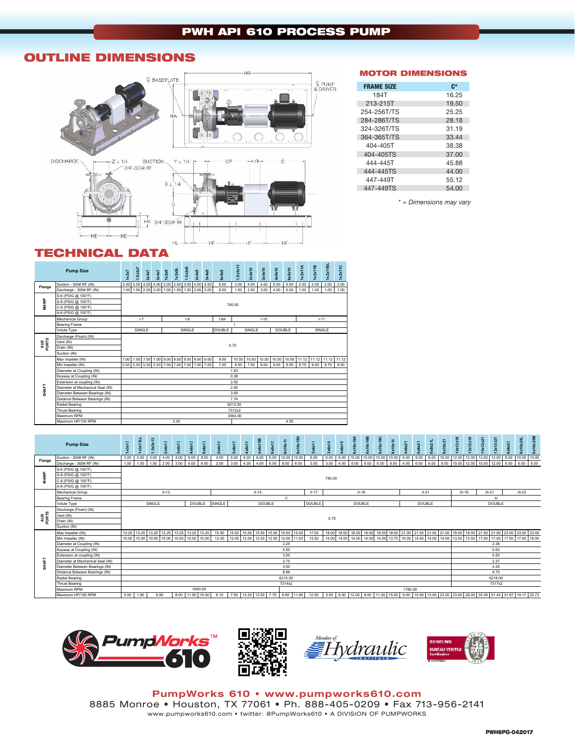# PWH API 610 PROCESS PUMP

## OUTLINE DIMENSIONS

℄ BASEPLATE
HB
℄ PUMP & DRIVER
HA
DISCHARGE
Z ± 1/4
3/4'-300# RF
SUCTION
Y ± 1/4
CP
C
X ± 1/4
HK
3/4'-300# RF
HE
HE
HL
HF
HF
HF

## MOTOR DIMENSIONS

| FRAME SIZE | C* |
|---|---|
| 184T | 16.25 |
| 213-215T | 19.50 |
| 254-256T/TS | 25.25 |
| 284-286T/TS | 28.18 |
| 324-326T/TS | 31.19 |
| 364-365T/TS | 33.44 |
| 404-405T | 38.38 |
| 404-405TS | 37.00 |
| 444-445T | 45.88 |
| 444-445TS | 44.00 |
| 447-449T | 55.12 |
| 447-449TS | 54.00 |

*\* = Dimensions may vary*

## TECHNICAL DATA

| | Pump Size | 1x2x7 | 1.5x3x7 | 2x4x7 | 3x4x7 | 1x2x9 | 1x2x9L | 1.5x3x9 | 2x4x9 | 3x4x9 | 6x6x9 | 1.5x3x10 | 2x4x10 | 3x4x10 | 4x6x10 | 6x6x10 | 1x2x11A | 1x2x11B | 1x2x11BL | 1x2x11C |
|---|---|---|---|---|---|---|---|---|---|---|---|---|---|---|---|---|---|---|---|---|
| Flange | Suction - 300# RF (IN) | 2.00 | 3.00 | 4.00 | 4.00 | 2.00 | 2.00 | 3.00 | 4.00 | 4.00 | 6.00 | 3.00 | 4.00 | 4.00 | 6.00 | 6.00 | 2.00 | 2.00 | 2.00 | 2.00 |
| | Discharge - 300# RF (IN) | 1.00 | 1.50 | 2.00 | 3.00 | 1.00 | 1.00 | 1.50 | 2.00 | 3.00 | 6.00 | 1.50 | 2.00 | 3.00 | 4.00 | 6.00 | 1.00 | 1.00 | 1.00 | 1.00 |
| MAWP | S-6 (PSIG @ 100°F) | 740.00 | | | | | | | | | | | | | | | | | | |
| | S-8 (PSIG @ 100°F) | | | | | | | | | | | | | | | | | | | |
| | C-6 (PSIG @ 100°F) | | | | | | | | | | | | | | | | | | | |
| | A-8 (PSIG @ 100°F) | | | | | | | | | | | | | | | | | | | |
| | Mechanical Group | I-7 | | | | I-9 | | | | | I-9A | I-10 | | | | | I-11 | | | |
| | Bearing Frame | I | | | | | | | | | | | | | | | | | | |
| | Volute Type | SINGLE | | | | SINGLE | | | | | DOUBLE | SINGLE | | | DOUBLE | | SINGLE | | | |
| AUX PORTS | Discharge (Flush) (IN) | 0.75 | | | | | | | | | | | | | | | | | | |
| | Vent (IN) | | | | | | | | | | | | | | | | | | | |
| | Drain (IN) | | | | | | | | | | | | | | | | | | | |
| | Suction (IN) | | | | | | | | | | | | | | | | | | | |
| SHAFT | Max Impeller (IN) | 7.00 | 7.00 | 7.00 | 7.00 | 9.00 | 9.00 | 9.00 | 9.00 | 9.00 | 9.00 | 10.50 | 10.50 | 10.50 | 10.50 | 10.50 | 11.12 | 11.12 | 11.12 | 11.12 |
| | Min Impeller (IN) | 5.50 | 5.50 | 5.50 | 5.50 | 7.00 | 7.00 | 7.00 | 7.00 | 7.00 | 7.00 | 8.00 | 7.50 | 8.00 | 8.00 | 8.00 | 8.75 | 9.50 | 8.75 | 9.50 |
| | Diameter at Coupling (IN) | 1.63 | | | | | | | | | | | | | | | | | | |
| | Keyway at Coupling (IN) | 0.38 | | | | | | | | | | | | | | | | | | |
| | Extension at coupling (IN) | 3.50 | | | | | | | | | | | | | | | | | | |
| | Diameter at Mechanical Seal (IN) | 2.00 | | | | | | | | | | | | | | | | | | |
| | Diameter Between Bearings (IN) | 3.00 | | | | | | | | | | | | | | | | | | |
| | Distance Between Bearings (IN) | 7.74 | | | | | | | | | | | | | | | | | | |
| | Radial Bearing | 6212.00 | | | | | | | | | | | | | | | | | | |
| | Thrust Bearing | 7312x2 | | | | | | | | | | | | | | | | | | |
| | Maximum RPM | 3560.00 | | | | | | | | | | | | | | | | | | |
| | Maximum HP/100 RPM | 2.00 | | | | | | | | | 4.50 | | | | | | | | | |

| | Pump Size | 1x3x13 | 1x3x13LL | 1.5x3x13 | 2x4x13 | 3x4x13 | 4x6x13 | 6x8x13 | 2x4x15 | 3x6x15 | 4x6x15 | 4x6x15B | 6x8x15 | 8x10x15 | 8x10x15H | 3x6x17 | 3x6x18 | 4x6x18 | 6x10x18A | 6x10x18B | 6x10x18C | 8x10x18 | 4x6x21 | 6x8x21 | 6x8x21L | 8x10x21 | 10x12x18 | 12x12x18 | 10x12x21 | 12x12x21 | 6x8x23 | 6x10x23L | 6x10x23M |
|---|---|---|---|---|---|---|---|---|---|---|---|---|---|---|---|---|---|---|---|---|---|---|---|---|---|---|---|---|---|---|---|---|---|
| Flange | Suction - 300# RF (IN) | 3.00 | 3.00 | 3.00 | 4.00 | 4.00 | 6.00 | 8.00 | 4.00 | 6.00 | 6.00 | 6.00 | 6.00 | 10.00 | 10.00 | 6.00 | 6.00 | 6.00 | 10.00 | 10.00 | 10.00 | 10.00 | 6.00 | 8.00 | 8.00 | 10.00 | 12.00 | 12.00 | 12.00 | 12.00 | 8.00 | 10.00 | 10.00 |
| | Discharge - 300# RF (IN) | 1.00 | 1.00 | 1.50 | 2.00 | 3.00 | 4.00 | 6.00 | 2.00 | 3.00 | 4.00 | 4.00 | 6.00 | 8.00 | 8.00 | 3.00 | 3.00 | 4.00 | 6.00 | 6.00 | 6.00 | 8.00 | 4.00 | 6.00 | 6.00 | 8.00 | 10.00 | 12.00 | 10.00 | 12.00 | 6.00 | 6.00 | 6.00 |
| MAWP | S-6 (PSIG @ 100°F) | 740.00 | | | | | | | | | | | | | | | | | | | | | | | | | | | | | | | |
| | S-8 (PSIG @ 100°F) | | | | | | | | | | | | | | | | | | | | | | | | | | | | | | | | |
| | C-6 (PSIG @ 100°F) | | | | | | | | | | | | | | | | | | | | | | | | | | | | | | | | |
| | A-8 (PSIG @ 100°F) | | | | | | | | | | | | | | | | | | | | | | | | | | | | | | | | |
| | Mechanical Group | II-13 | | | | | | | II-15 | | | | | | | II-17 | II-18 | | | | | | II-21 | | | | III-18 | | III-21 | | III-23 | | |
| | Bearing Frame | II | | | | | | | | | | | | | | | | | | | | | | | | | III | | | | | | |
| | Volute Type | SINGLE | | | | | DOUBLE | | SINGLE | DOUBLE | | | | | | DOUBLE | DOUBLE | | | | | | DOUBLE | | | | DOUBLE | | | | | | |
| AUX PORTS | Discharge (Flush) (IN) | 0.75 | | | | | | | | | | | | | | | | | | | | | | | | | | | | | | | |
| | Vent (IN) | | | | | | | | | | | | | | | | | | | | | | | | | | | | | | | | |
| | Drain (IN) | | | | | | | | | | | | | | | | | | | | | | | | | | | | | | | | |
| | Suction (IN) | | | | | | | | | | | | | | | | | | | | | | | | | | | | | | | | |
| SHAFT | Max Impeller (IN) | 13.25 | 13.25 | 13.25 | 13.25 | 13.25 | 13.25 | 13.25 | 15.50 | 15.50 | 15.50 | 15.50 | 15.50 | 15.50 | 15.50 | 17.00 | 18.00 | 18.00 | 18.00 | 18.00 | 18.00 | 18.00 | 21.00 | 21.00 | 21.00 | 21.00 | 18.00 | 18.00 | 21.00 | 21.00 | 23.50 | 23.00 | 23.00 |
| | Min Impeller (IN) | 10.00 | 10.00 | 10.00 | 10.00 | 10.00 | 10.00 | 10.00 | 12.00 | 12.00 | 12.00 | 12.00 | 12.00 | 12.00 | 11.63 | 13.50 | 14.00 | 14.00 | 14.00 | 14.00 | 14.00 | 13.75 | 16.00 | 14.00 | 14.00 | 14.00 | 13.50 | 13.50 | 17.00 | 17.00 | 17.50 | 17.00 | 18.00 |
| | Diameter at Coupling (IN) | 2.25 | | | | | | | | | | | | | | | | | | | | | | | | | 2.38 | | | | | | |
| | Keyway at Coupling (IN) | 0.50 | | | | | | | | | | | | | | | | | | | | | | | | | 0.63 | | | | | | |
| | Extension at coupling (IN) | 3.50 | | | | | | | | | | | | | | | | | | | | | | | | | 4.50 | | | | | | |
| | Diameter at Mechanical Seal (IN) | 2.75 | | | | | | | | | | | | | | | | | | | | | | | | | 3.37 | | | | | | |
| | Diameter Between Bearings (IN) | 3.50 | | | | | | | | | | | | | | | | | | | | | | | | | 4.25 | | | | | | |
| | Distance Between Bearings (IN) | 8.96 | | | | | | | | | | | | | | | | | | | | | | | | | 9.75 | | | | | | |
| | Radial Bearing | 6215.00 | | | | | | | | | | | | | | | | | | | | | | | | | 6218.00 | | | | | | |
| | Thrust Bearing | 7314x2 | | | | | | | | | | | | | | | | | | | | | | | | | 7317x2 | | | | | | |
| | Maximum RPM | 3560.00 | | | | | | | | | | | | | | | 1780.00 | | | | | | | | | | | | | | | | |
| | Maximum HP/100 RPM | 5.00 | 1.90 | 6.90 | | 8.00 | 11.50 | 15.00 | 6.10 | 7.50 | 13.20 | 13.50 | 7.70 | 8.80 | 11.90 | 12.50 | 3.50 | 6.00 | 12.00 | 8.00 | 11.00 | 15.00 | 9.00 | 15.00 | 13.00 | 23.00 | 23.00 | 28.00 | 35.38 | 51.43 | 31.87 | 19.17 | 25.73 |

PumpWorks 610™

Member of Hydraulic Institute

ISO 9001:2008 BUREAU VERITAS Certification

**PumpWorks 610 • www.pumpworks610.com**

8885 Monroe • Houston, TX 77061 • Ph. 888-405-0209 • Fax 713-956-2141

www.pumpworks610.com • twitter: @PumpWorks610 • A DIVISION OF PUMPWORKS

PWH6PG-042017